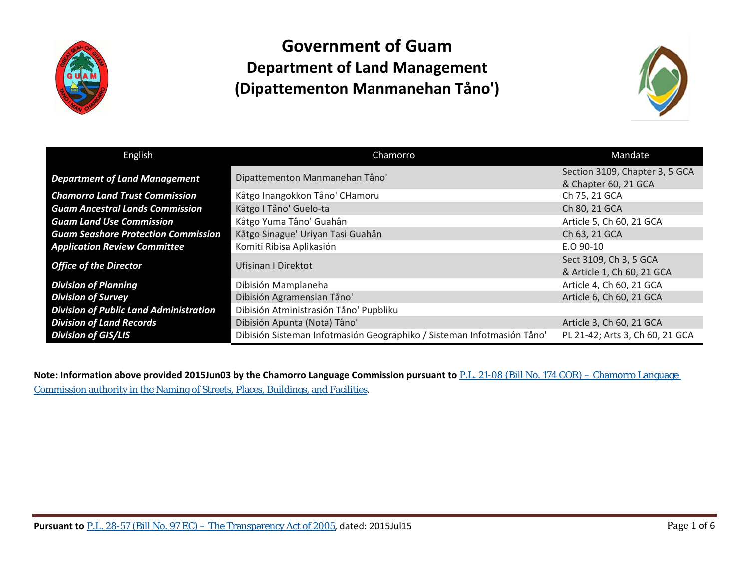# Government of Guam
## Department of Land Management
## (Dipattementon Manmanehan Tåno')

| English | Chamorro | Mandate |
|---|---|---|
| ***Department of Land Management*** | Dipattementon Manmanehan Tåno' | Section 3109, Chapter 3, 5 GCA & Chapter 60, 21 GCA |
| ***Chamorro Land Trust Commission*** | Kåtgo Inangokkon Tåno' CHamoru | Ch 75, 21 GCA |
| ***Guam Ancestral Lands Commission*** | Kåtgo I Tåno' Guelo-ta | Ch 80, 21 GCA |
| ***Guam Land Use Commission*** | Kåtgo Yuma Tåno' Guahån | Article 5, Ch 60, 21 GCA |
| ***Guam Seashore Protection Commission*** | Kåtgo Sinague' Uriyan Tasi Guahån | Ch 63, 21 GCA |
| ***Application Review Committee*** | Komiti Ribisa Aplikasión | E.O 90-10 |
| ***Office of the Director*** | Ufisinan I Direktot | Sect 3109, Ch 3, 5 GCA & Article 1, Ch 60, 21 GCA |
| ***Division of Planning*** | Dibisión Mamplaneha | Article 4, Ch 60, 21 GCA |
| ***Division of Survey*** | Dibisión Agramensian Tåno' | Article 6, Ch 60, 21 GCA |
| ***Division of Public Land Administration*** | Dibisión Atministrasión Tåno' Pupbliku | |
| ***Division of Land Records*** | Dibisión Apunta (Nota) Tåno' | Article 3, Ch 60, 21 GCA |
| ***Division of GIS/LIS*** | Dibisión Sisteman Infotmasión Geographiko / Sisteman Infotmasión Tåno' | PL 21-42; Arts 3, Ch 60, 21 GCA |

**Note: Information above provided 2015Jun03 by the Chamorro Language Commission pursuant to** P.L. 21-08 (Bill No. 174 COR) – Chamorro Language Commission authority in the Naming of Streets, Places, Buildings, and Facilities.

**Pursuant to** P.L. 28-57 (Bill No. 97 EC) – The Transparency Act of 2005, dated: 2015Jul15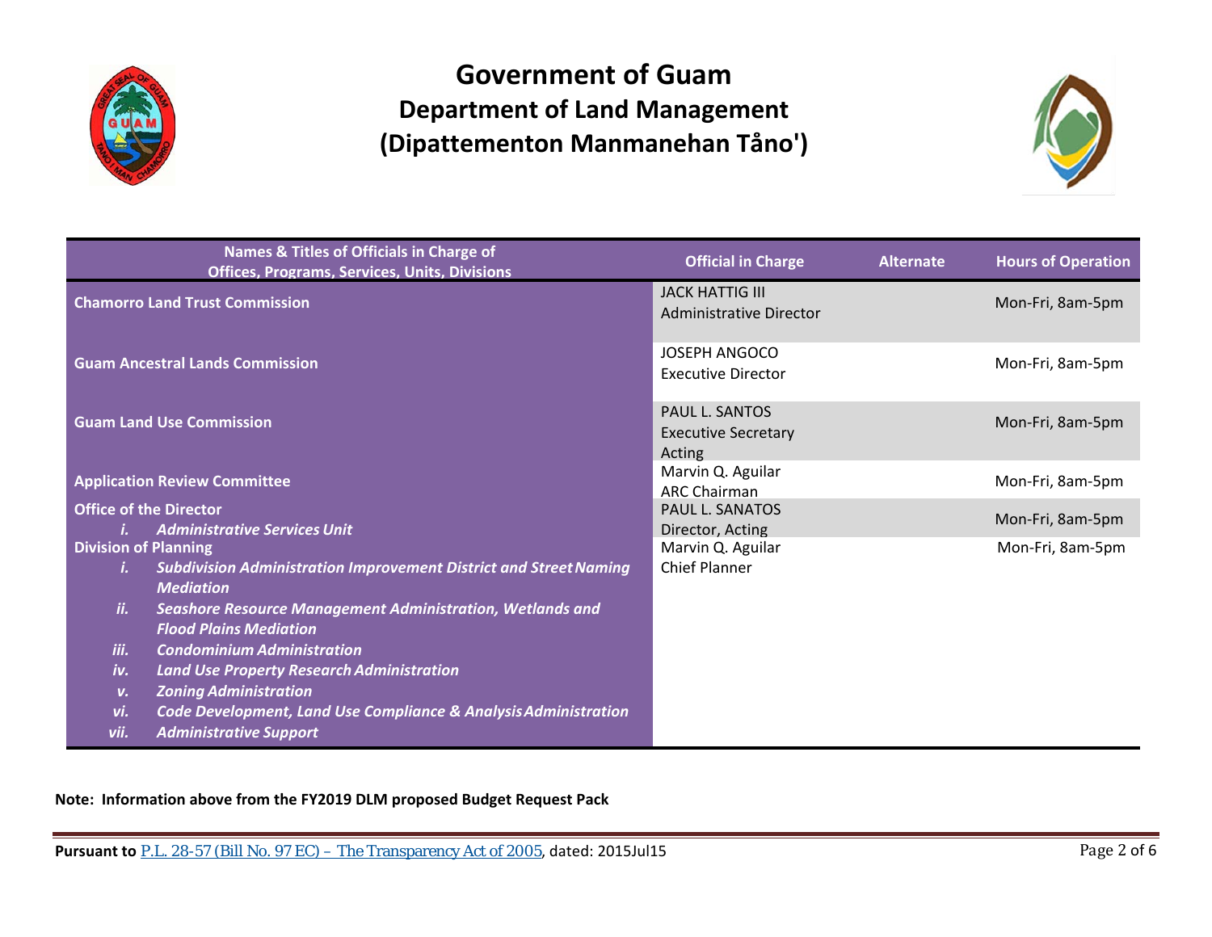# Government of Guam
## Department of Land Management
## (Dipattementon Manmanehan Tåno')

| Names & Titles of Officials in Charge of Offices, Programs, Services, Units, Divisions | Official in Charge | Alternate | Hours of Operation |
|---|---|---|---|
| **Chamorro Land Trust Commission** | JACK HATTIG III<br>Administrative Director | | Mon-Fri, 8am-5pm |
| **Guam Ancestral Lands Commission** | JOSEPH ANGOCO<br>Executive Director | | Mon-Fri, 8am-5pm |
| **Guam Land Use Commission** | PAUL L. SANTOS<br>Executive Secretary<br>Acting | | Mon-Fri, 8am-5pm |
| **Application Review Committee** | Marvin Q. Aguilar<br>ARC Chairman | | Mon-Fri, 8am-5pm |
| **Office of the Director**<br>*i. Administrative Services Unit* | PAUL L. SANATOS<br>Director, Acting | | Mon-Fri, 8am-5pm |
| **Division of Planning**<br>*i. Subdivision Administration Improvement District and Street Naming Mediation*<br>*ii. Seashore Resource Management Administration, Wetlands and Flood Plains Mediation*<br>*iii. Condominium Administration*<br>*iv. Land Use Property Research Administration*<br>*v. Zoning Administration*<br>*vi. Code Development, Land Use Compliance & Analysis Administration*<br>*vii. Administrative Support* | Marvin Q. Aguilar<br>Chief Planner | | Mon-Fri, 8am-5pm |

**Note: Information above from the FY2019 DLM proposed Budget Request Pack**

**Pursuant to** P.L. 28-57 (Bill No. 97 EC) – The Transparency Act of 2005, dated: 2015Jul15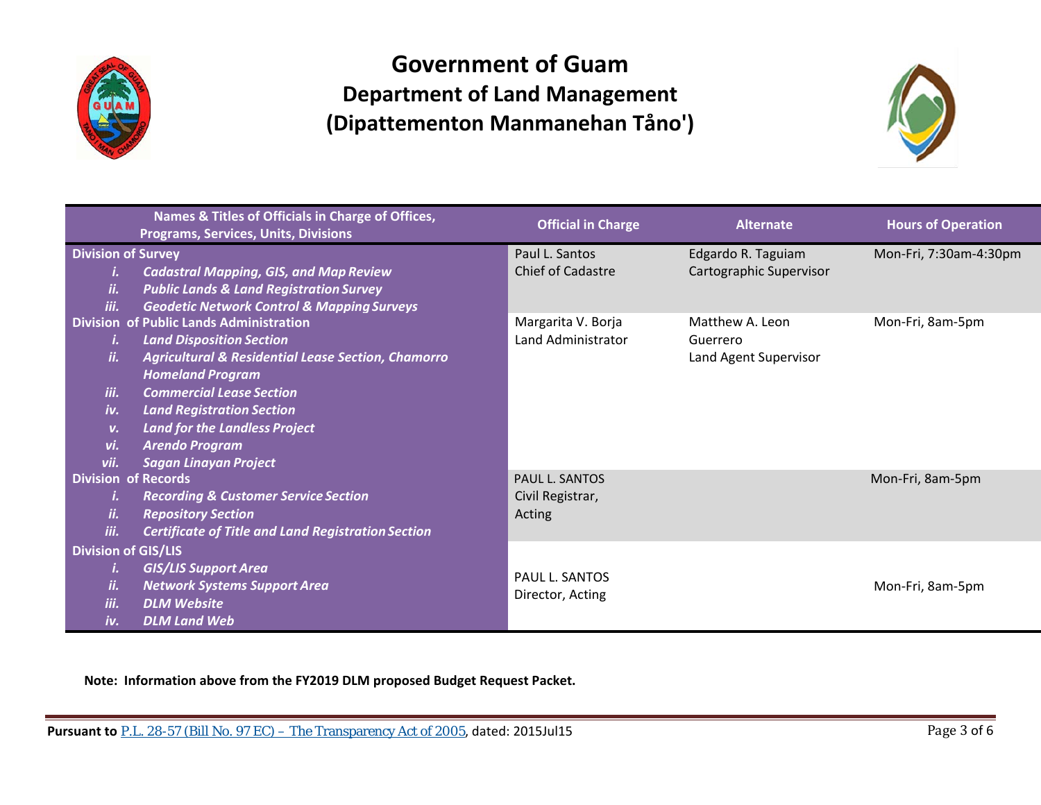# Government of Guam
## Department of Land Management
## (Dipattementon Manmanehan Tåno')

| Names & Titles of Officials in Charge of Offices, Programs, Services, Units, Divisions | Official in Charge | Alternate | Hours of Operation |
|---|---|---|---|
| **Division of Survey**<br>i. ***Cadastral Mapping, GIS, and Map Review***<br>ii. ***Public Lands & Land Registration Survey***<br>iii. ***Geodetic Network Control & Mapping Surveys*** | Paul L. Santos<br>Chief of Cadastre | Edgardo R. Taguiam<br>Cartographic Supervisor | Mon-Fri, 7:30am-4:30pm |
| **Division of Public Lands Administration**<br>i. ***Land Disposition Section***<br>ii. ***Agricultural & Residential Lease Section, Chamorro Homeland Program***<br>iii. ***Commercial Lease Section***<br>iv. ***Land Registration Section***<br>v. ***Land for the Landless Project***<br>vi. ***Arendo Program***<br>vii. ***Sagan Linayan Project*** | Margarita V. Borja<br>Land Administrator | Matthew A. Leon Guerrero<br>Land Agent Supervisor | Mon-Fri, 8am-5pm |
| **Division of Records**<br>i. ***Recording & Customer Service Section***<br>ii. ***Repository Section***<br>iii. ***Certificate of Title and Land Registration Section*** | PAUL L. SANTOS<br>Civil Registrar, Acting | | Mon-Fri, 8am-5pm |
| **Division of GIS/LIS**<br>i. ***GIS/LIS Support Area***<br>ii. ***Network Systems Support Area***<br>iii. ***DLM Website***<br>iv. ***DLM Land Web*** | PAUL L. SANTOS<br>Director, Acting | | Mon-Fri, 8am-5pm |

**Note: Information above from the FY2019 DLM proposed Budget Request Packet.**

**Pursuant to** P.L. 28-57 (Bill No. 97 EC) – The Transparency Act of 2005, dated: 2015Jul15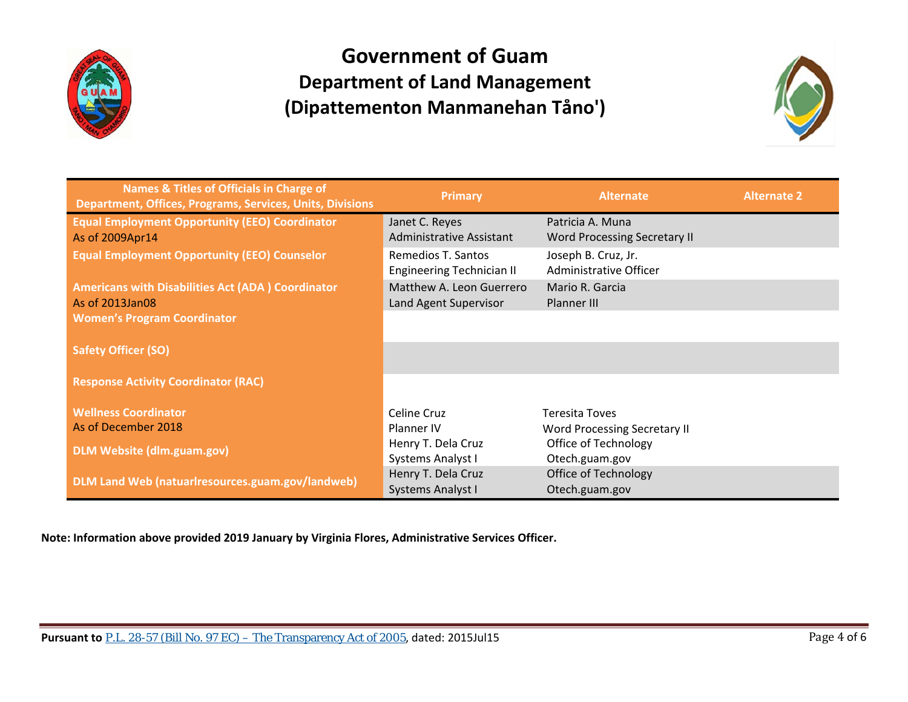# Government of Guam
## Department of Land Management
## (Dipattementon Manmanehan Tåno')

| Names & Titles of Officials in Charge of Department, Offices, Programs, Services, Units, Divisions | Primary | Alternate | Alternate 2 |
|---|---|---|---|
| **Equal Employment Opportunity (EEO) Coordinator** As of 2009Apr14 | Janet C. Reyes Administrative Assistant | Patricia A. Muna Word Processing Secretary II | |
| **Equal Employment Opportunity (EEO) Counselor** | Remedios T. Santos Engineering Technician II | Joseph B. Cruz, Jr. Administrative Officer | |
| **Americans with Disabilities Act (ADA ) Coordinator** As of 2013Jan08 | Matthew A. Leon Guerrero Land Agent Supervisor | Mario R. Garcia Planner III | |
| **Women's Program Coordinator** | | | |
| **Safety Officer (SO)** | | | |
| **Response Activity Coordinator (RAC)** | | | |
| **Wellness Coordinator** As of December 2018 | Celine Cruz Planner IV | Teresita Toves Word Processing Secretary II | |
| **DLM Website (dlm.guam.gov)** | Henry T. Dela Cruz Systems Analyst I | Office of Technology Otech.guam.gov | |
| **DLM Land Web (natuarlresources.guam.gov/landweb)** | Henry T. Dela Cruz Systems Analyst I | Office of Technology Otech.guam.gov | |

**Note: Information above provided 2019 January by Virginia Flores, Administrative Services Officer.**

**Pursuant to** P.L. 28-57 (Bill No. 97 EC) – The Transparency Act of 2005, dated: 2015Jul15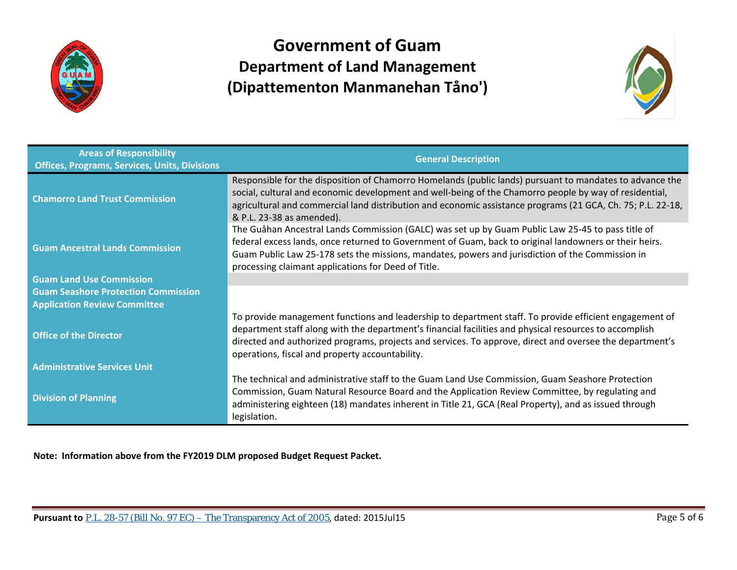# Government of Guam
## Department of Land Management
## (Dipattementon Manmanehan Tåno')

| Areas of Responsibility<br>Offices, Programs, Services, Units, Divisions | General Description |
|---|---|
| Chamorro Land Trust Commission | Responsible for the disposition of Chamorro Homelands (public lands) pursuant to mandates to advance the social, cultural and economic development and well-being of the Chamorro people by way of residential, agricultural and commercial land distribution and economic assistance programs (21 GCA, Ch. 75; P.L. 22-18, & P.L. 23-38 as amended). |
| Guam Ancestral Lands Commission | The Guåhan Ancestral Lands Commission (GALC) was set up by Guam Public Law 25-45 to pass title of federal excess lands, once returned to Government of Guam, back to original landowners or their heirs. Guam Public Law 25-178 sets the missions, mandates, powers and jurisdiction of the Commission in processing claimant applications for Deed of Title. |
| Guam Land Use Commission | |
| Guam Seashore Protection Commission | |
| Application Review Committee | |
| Office of the Director | To provide management functions and leadership to department staff. To provide efficient engagement of department staff along with the department's financial facilities and physical resources to accomplish directed and authorized programs, projects and services. To approve, direct and oversee the department's operations, fiscal and property accountability. |
| Administrative Services Unit | |
| Division of Planning | The technical and administrative staff to the Guam Land Use Commission, Guam Seashore Protection Commission, Guam Natural Resource Board and the Application Review Committee, by regulating and administering eighteen (18) mandates inherent in Title 21, GCA (Real Property), and as issued through legislation. |

**Note: Information above from the FY2019 DLM proposed Budget Request Packet.**

**Pursuant to** P.L. 28-57 (Bill No. 97 EC) – The Transparency Act of 2005, dated: 2015Jul15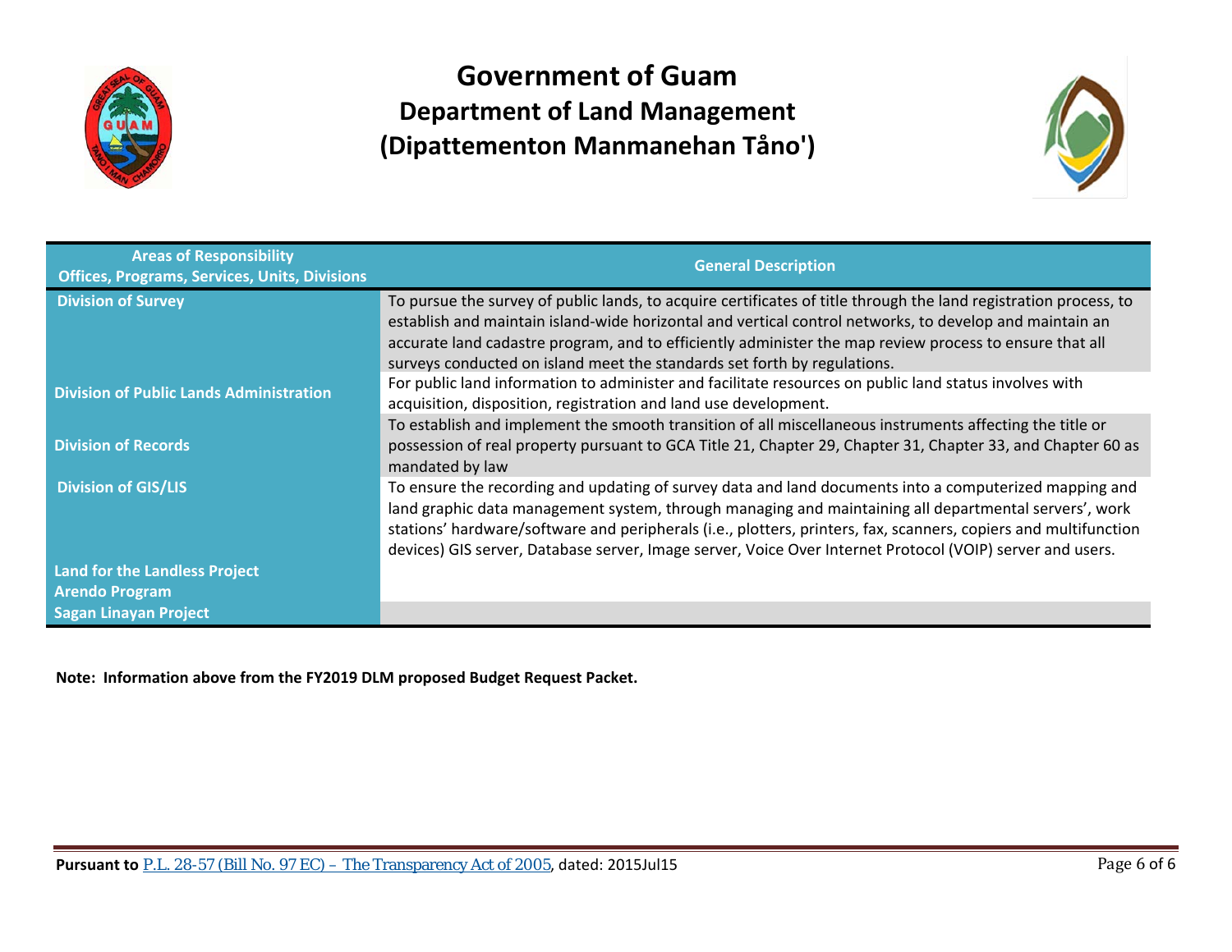# Government of Guam
## Department of Land Management
## (Dipattementon Manmanehan Tåno')

| Areas of Responsibility<br>Offices, Programs, Services, Units, Divisions | General Description |
|---|---|
| **Division of Survey** | To pursue the survey of public lands, to acquire certificates of title through the land registration process, to establish and maintain island-wide horizontal and vertical control networks, to develop and maintain an accurate land cadastre program, and to efficiently administer the map review process to ensure that all surveys conducted on island meet the standards set forth by regulations. |
| **Division of Public Lands Administration** | For public land information to administer and facilitate resources on public land status involves with acquisition, disposition, registration and land use development. |
| **Division of Records** | To establish and implement the smooth transition of all miscellaneous instruments affecting the title or possession of real property pursuant to GCA Title 21, Chapter 29, Chapter 31, Chapter 33, and Chapter 60 as mandated by law |
| **Division of GIS/LIS** | To ensure the recording and updating of survey data and land documents into a computerized mapping and land graphic data management system, through managing and maintaining all departmental servers', work stations' hardware/software and peripherals (i.e., plotters, printers, fax, scanners, copiers and multifunction devices) GIS server, Database server, Image server, Voice Over Internet Protocol (VOIP) server and users. |
| **Land for the Landless Project** | |
| **Arendo Program** | |
| **Sagan Linayan Project** | |

**Note: Information above from the FY2019 DLM proposed Budget Request Packet.**

**Pursuant to** P.L. 28-57 (Bill No. 97 EC) – The Transparency Act of 2005, dated: 2015Jul15